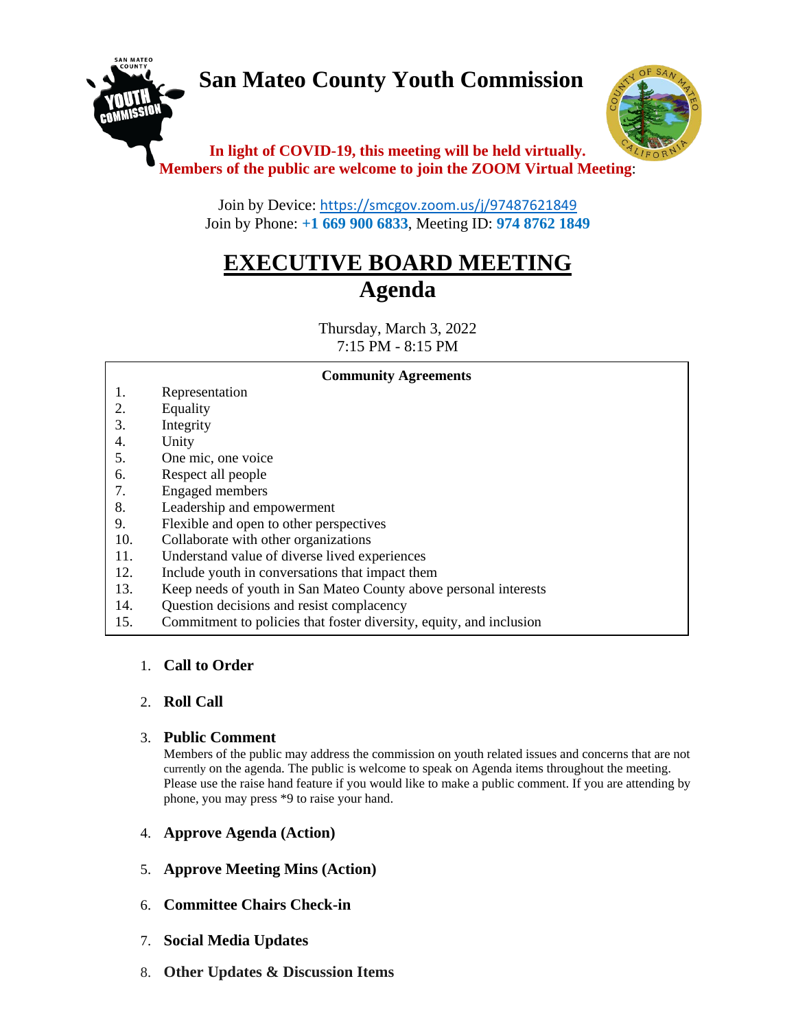# San Mateo County Youth Commission

**In light of COVID-19, this meeting will be held virtually.**
**Members of the public are welcome to join the ZOOM Virtual Meeting**:

Join by Device: https://smcgov.zoom.us/j/97487621849
Join by Phone: **+1 669 900 6833**, Meeting ID: **974 8762 1849**

## EXECUTIVE BOARD MEETING
## Agenda

Thursday, March 3, 2022
7:15 PM - 8:15 PM

**Community Agreements**

1. Representation
2. Equality
3. Integrity
4. Unity
5. One mic, one voice
6. Respect all people
7. Engaged members
8. Leadership and empowerment
9. Flexible and open to other perspectives
10. Collaborate with other organizations
11. Understand value of diverse lived experiences
12. Include youth in conversations that impact them
13. Keep needs of youth in San Mateo County above personal interests
14. Question decisions and resist complacency
15. Commitment to policies that foster diversity, equity, and inclusion

1. **Call to Order**

2. **Roll Call**

3. **Public Comment**
   Members of the public may address the commission on youth related issues and concerns that are not currently on the agenda. The public is welcome to speak on Agenda items throughout the meeting. Please use the raise hand feature if you would like to make a public comment. If you are attending by phone, you may press *9 to raise your hand.

4. **Approve Agenda (Action)**

5. **Approve Meeting Mins (Action)**

6. **Committee Chairs Check-in**

7. **Social Media Updates**

8. **Other Updates & Discussion Items**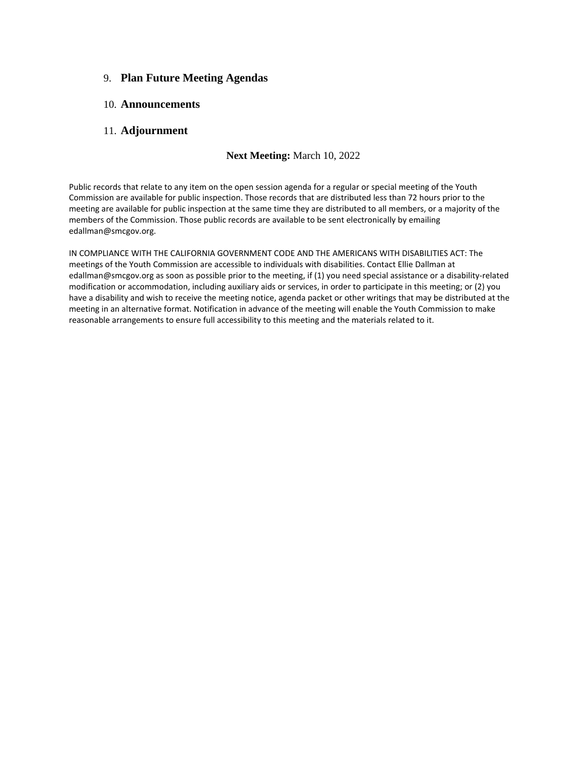9. **Plan Future Meeting Agendas**

10. **Announcements**

11. **Adjournment**

**Next Meeting:** March 10, 2022

Public records that relate to any item on the open session agenda for a regular or special meeting of the Youth Commission are available for public inspection. Those records that are distributed less than 72 hours prior to the meeting are available for public inspection at the same time they are distributed to all members, or a majority of the members of the Commission. Those public records are available to be sent electronically by emailing edallman@smcgov.org.

IN COMPLIANCE WITH THE CALIFORNIA GOVERNMENT CODE AND THE AMERICANS WITH DISABILITIES ACT: The meetings of the Youth Commission are accessible to individuals with disabilities. Contact Ellie Dallman at edallman@smcgov.org as soon as possible prior to the meeting, if (1) you need special assistance or a disability-related modification or accommodation, including auxiliary aids or services, in order to participate in this meeting; or (2) you have a disability and wish to receive the meeting notice, agenda packet or other writings that may be distributed at the meeting in an alternative format. Notification in advance of the meeting will enable the Youth Commission to make reasonable arrangements to ensure full accessibility to this meeting and the materials related to it.